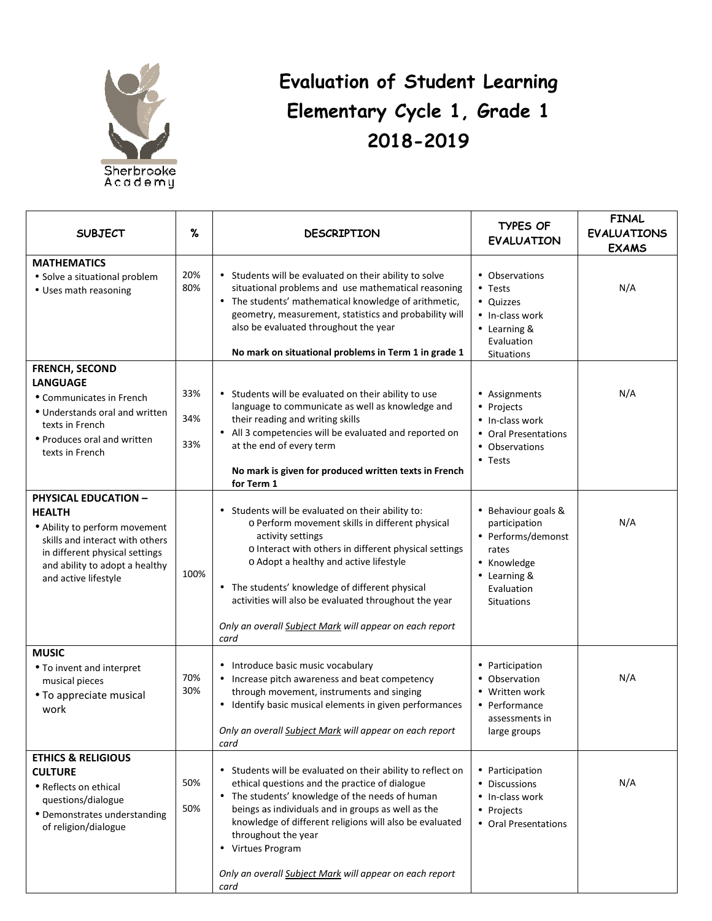Sherbrooke Academy

# Evaluation of Student Learning
# Elementary Cycle 1, Grade 1
# 2018-2019

| SUBJECT | % | DESCRIPTION | TYPES OF EVALUATION | FINAL EVALUATIONS EXAMS |
|---|---|---|---|---|
| **MATHEMATICS**<br>• Solve a situational problem<br>• Uses math reasoning | 20%<br>80% | • Students will be evaluated on their ability to solve situational problems and use mathematical reasoning<br>• The students' mathematical knowledge of arithmetic, geometry, measurement, statistics and probability will also be evaluated throughout the year<br><br>**No mark on situational problems in Term 1 in grade 1** | • Observations<br>• Tests<br>• Quizzes<br>• In-class work<br>• Learning & Evaluation Situations | N/A |
| **FRENCH, SECOND LANGUAGE**<br>• Communicates in French<br>• Understands oral and written texts in French<br>• Produces oral and written texts in French | 33%<br>34%<br>33% | • Students will be evaluated on their ability to use language to communicate as well as knowledge and their reading and writing skills<br>• All 3 competencies will be evaluated and reported on at the end of every term<br><br>**No mark is given for produced written texts in French for Term 1** | • Assignments<br>• Projects<br>• In-class work<br>• Oral Presentations<br>• Observations<br>• Tests | N/A |
| **PHYSICAL EDUCATION – HEALTH**<br>• Ability to perform movement skills and interact with others in different physical settings and ability to adopt a healthy and active lifestyle | 100% | • Students will be evaluated on their ability to:<br>o Perform movement skills in different physical activity settings<br>o Interact with others in different physical settings<br>o Adopt a healthy and active lifestyle<br><br>• The students' knowledge of different physical activities will also be evaluated throughout the year<br><br>*Only an overall Subject Mark will appear on each report card* | • Behaviour goals & participation<br>• Performs/demonstrates<br>• Knowledge<br>• Learning & Evaluation Situations | N/A |
| **MUSIC**<br>• To invent and interpret musical pieces<br>• To appreciate musical work | 70%<br>30% | • Introduce basic music vocabulary<br>• Increase pitch awareness and beat competency through movement, instruments and singing<br>• Identify basic musical elements in given performances<br><br>*Only an overall Subject Mark will appear on each report card* | • Participation<br>• Observation<br>• Written work<br>• Performance assessments in large groups | N/A |
| **ETHICS & RELIGIOUS CULTURE**<br>• Reflects on ethical questions/dialogue<br>• Demonstrates understanding of religion/dialogue | 50%<br>50% | • Students will be evaluated on their ability to reflect on ethical questions and the practice of dialogue<br>• The students' knowledge of the needs of human beings as individuals and in groups as well as the knowledge of different religions will also be evaluated throughout the year<br>• Virtues Program<br><br>*Only an overall Subject Mark will appear on each report card* | • Participation<br>• Discussions<br>• In-class work<br>• Projects<br>• Oral Presentations | N/A |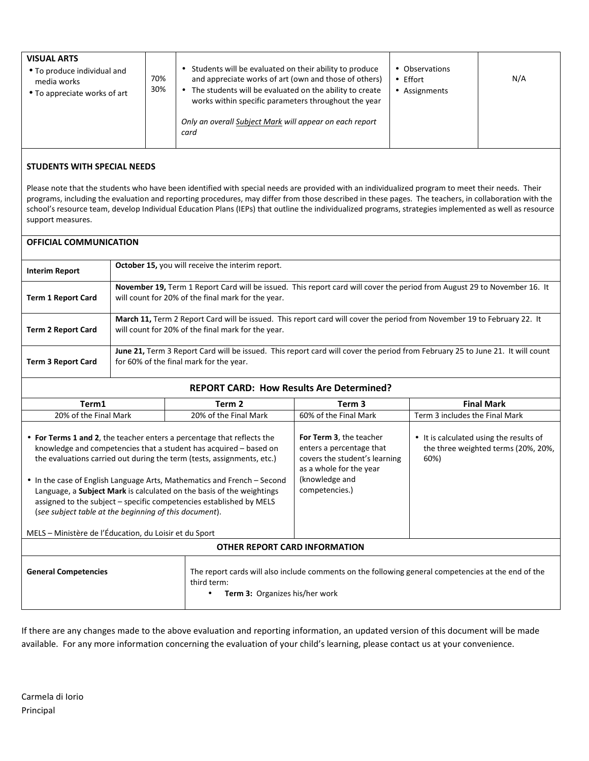| | | | | |
|---|---|---|---|---|
| **VISUAL ARTS**<br>• To produce individual and media works<br>• To appreciate works of art | 70%<br>30% | • Students will be evaluated on their ability to produce and appreciate works of art (own and those of others)<br>• The students will be evaluated on the ability to create works within specific parameters throughout the year<br><br>*Only an overall Subject Mark will appear on each report card* | • Observations<br>• Effort<br>• Assignments | N/A |

**STUDENTS WITH SPECIAL NEEDS**

Please note that the students who have been identified with special needs are provided with an individualized program to meet their needs. Their programs, including the evaluation and reporting procedures, may differ from those described in these pages. The teachers, in collaboration with the school's resource team, develop Individual Education Plans (IEPs) that outline the individualized programs, strategies implemented as well as resource support measures.

**OFFICIAL COMMUNICATION**

| | |
|---|---|
| **Interim Report** | **October 15,** you will receive the interim report. |
| **Term 1 Report Card** | **November 19,** Term 1 Report Card will be issued. This report card will cover the period from August 29 to November 16. It will count for 20% of the final mark for the year. |
| **Term 2 Report Card** | **March 11,** Term 2 Report Card will be issued. This report card will cover the period from November 19 to February 22. It will count for 20% of the final mark for the year. |
| **Term 3 Report Card** | **June 21,** Term 3 Report Card will be issued. This report card will cover the period from February 25 to June 21. It will count for 60% of the final mark for the year. |

**REPORT CARD: How Results Are Determined?**

| Term1 | Term 2 | Term 3 | Final Mark |
|---|---|---|---|
| 20% of the Final Mark | 20% of the Final Mark | 60% of the Final Mark | Term 3 includes the Final Mark |
| • **For Terms 1 and 2**, the teacher enters a percentage that reflects the knowledge and competencies that a student has acquired – based on the evaluations carried out during the term (tests, assignments, etc.)<br><br>• In the case of English Language Arts, Mathematics and French – Second Language, a **Subject Mark** is calculated on the basis of the weightings assigned to the subject – specific competencies established by MELS (*see subject table at the beginning of this document*).<br><br>MELS – Ministère de l'Éducation, du Loisir et du Sport | | **For Term 3**, the teacher enters a percentage that covers the student's learning as a whole for the year (knowledge and competencies.) | • It is calculated using the results of the three weighted terms (20%, 20%, 60%) |

**OTHER REPORT CARD INFORMATION**

| | |
|---|---|
| **General Competencies** | The report cards will also include comments on the following general competencies at the end of the third term:<br>• **Term 3:** Organizes his/her work |

If there are any changes made to the above evaluation and reporting information, an updated version of this document will be made available. For any more information concerning the evaluation of your child's learning, please contact us at your convenience.

Carmela di Iorio
Principal